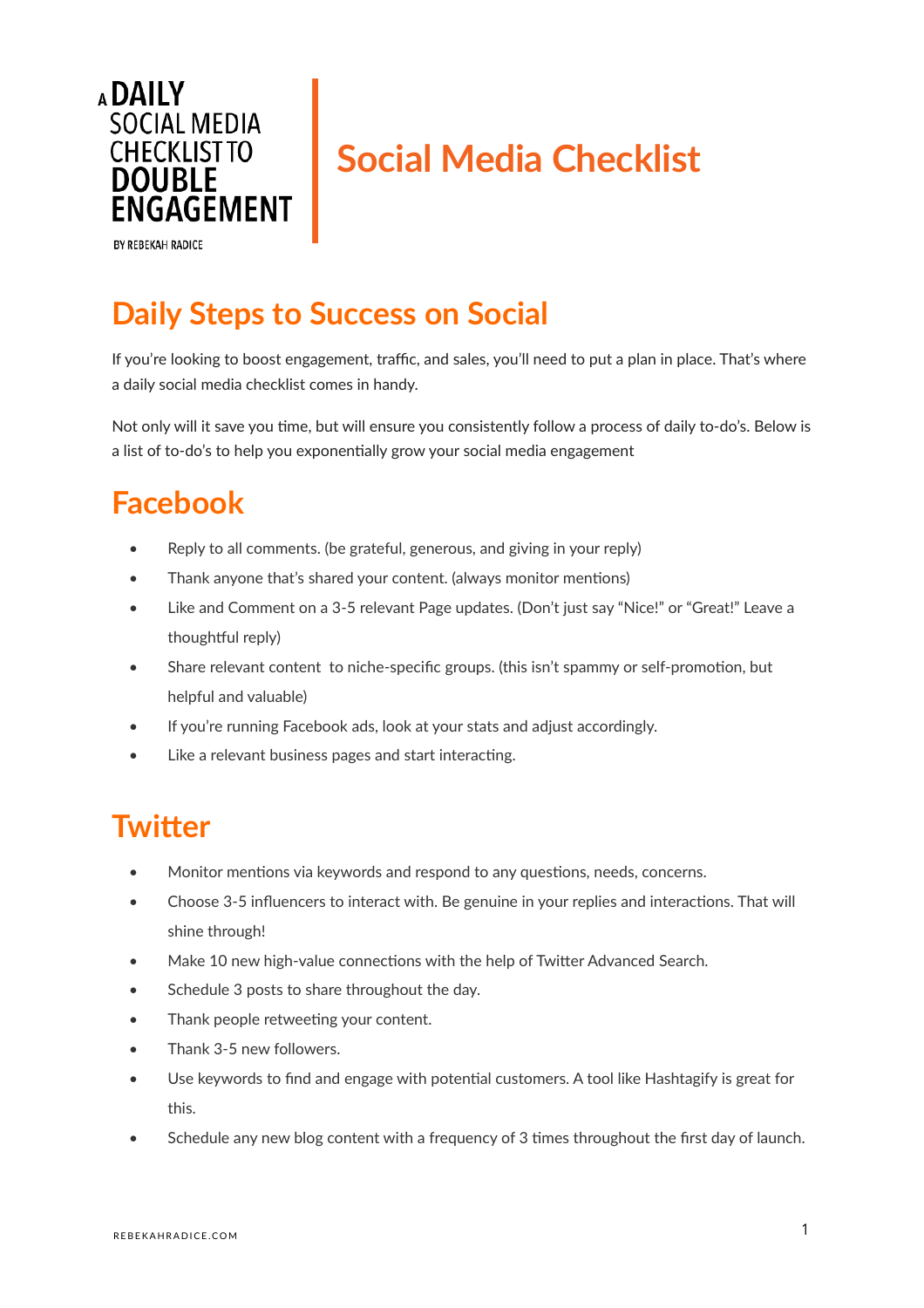A **DAILY**
SOCIAL MEDIA
CHECKLIST TO
**DOUBLE**
**ENGAGEMENT**

BY REBEKAH RADICE

# Social Media Checklist

## Daily Steps to Success on Social

If you're looking to boost engagement, traffic, and sales, you'll need to put a plan in place. That's where a daily social media checklist comes in handy.

Not only will it save you time, but will ensure you consistently follow a process of daily to-do's. Below is a list of to-do's to help you exponentially grow your social media engagement

## Facebook

- Reply to all comments. (be grateful, generous, and giving in your reply)
- Thank anyone that's shared your content. (always monitor mentions)
- Like and Comment on a 3-5 relevant Page updates. (Don't just say "Nice!" or "Great!" Leave a thoughtful reply)
- Share relevant content to niche-specific groups. (this isn't spammy or self-promotion, but helpful and valuable)
- If you're running Facebook ads, look at your stats and adjust accordingly.
- Like a relevant business pages and start interacting.

## Twitter

- Monitor mentions via keywords and respond to any questions, needs, concerns.
- Choose 3-5 influencers to interact with. Be genuine in your replies and interactions. That will shine through!
- Make 10 new high-value connections with the help of Twitter Advanced Search.
- Schedule 3 posts to share throughout the day.
- Thank people retweeting your content.
- Thank 3-5 new followers.
- Use keywords to find and engage with potential customers. A tool like Hashtagify is great for this.
- Schedule any new blog content with a frequency of 3 times throughout the first day of launch.

REBEKAHRADICE.COM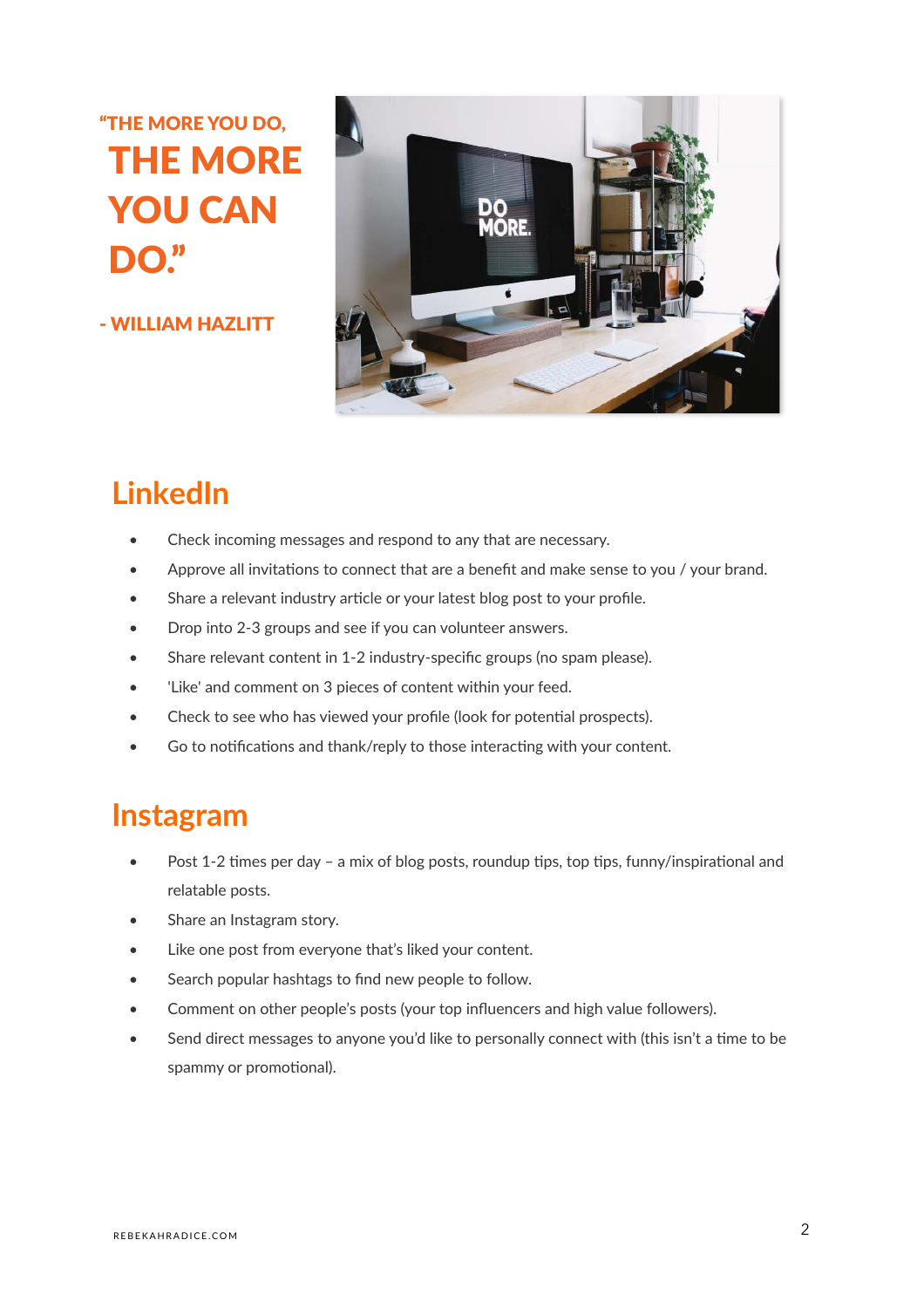**"THE MORE YOU DO, THE MORE YOU CAN DO."**

**- WILLIAM HAZLITT**

## LinkedIn

- Check incoming messages and respond to any that are necessary.
- Approve all invitations to connect that are a benefit and make sense to you / your brand.
- Share a relevant industry article or your latest blog post to your profile.
- Drop into 2-3 groups and see if you can volunteer answers.
- Share relevant content in 1-2 industry-specific groups (no spam please).
- 'Like' and comment on 3 pieces of content within your feed.
- Check to see who has viewed your profile (look for potential prospects).
- Go to notifications and thank/reply to those interacting with your content.

## Instagram

- Post 1-2 times per day – a mix of blog posts, roundup tips, top tips, funny/inspirational and relatable posts.
- Share an Instagram story.
- Like one post from everyone that's liked your content.
- Search popular hashtags to find new people to follow.
- Comment on other people's posts (your top influencers and high value followers).
- Send direct messages to anyone you'd like to personally connect with (this isn't a time to be spammy or promotional).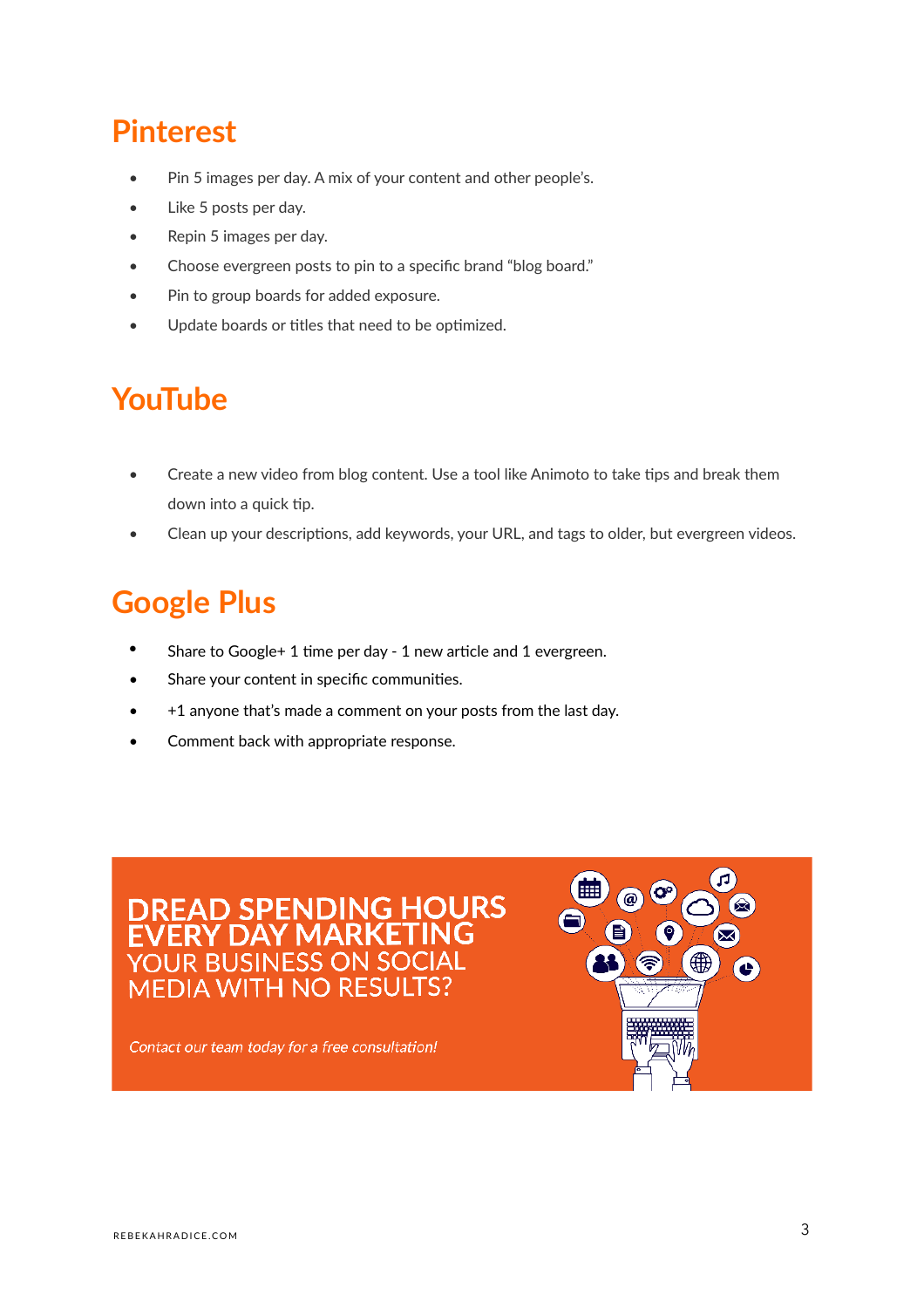## Pinterest

- Pin 5 images per day. A mix of your content and other people's.
- Like 5 posts per day.
- Repin 5 images per day.
- Choose evergreen posts to pin to a specific brand "blog board."
- Pin to group boards for added exposure.
- Update boards or titles that need to be optimized.

## YouTube

- Create a new video from blog content. Use a tool like Animoto to take tips and break them down into a quick tip.
- Clean up your descriptions, add keywords, your URL, and tags to older, but evergreen videos.

## Google Plus

- Share to Google+ 1 time per day - 1 new article and 1 evergreen.
- Share your content in specific communities.
- +1 anyone that's made a comment on your posts from the last day.
- Comment back with appropriate response.

**DREAD SPENDING HOURS EVERY DAY MARKETING**
YOUR BUSINESS ON SOCIAL MEDIA WITH NO RESULTS?

*Contact our team today for a free consultation!*

REBEKAHRADICE.COM